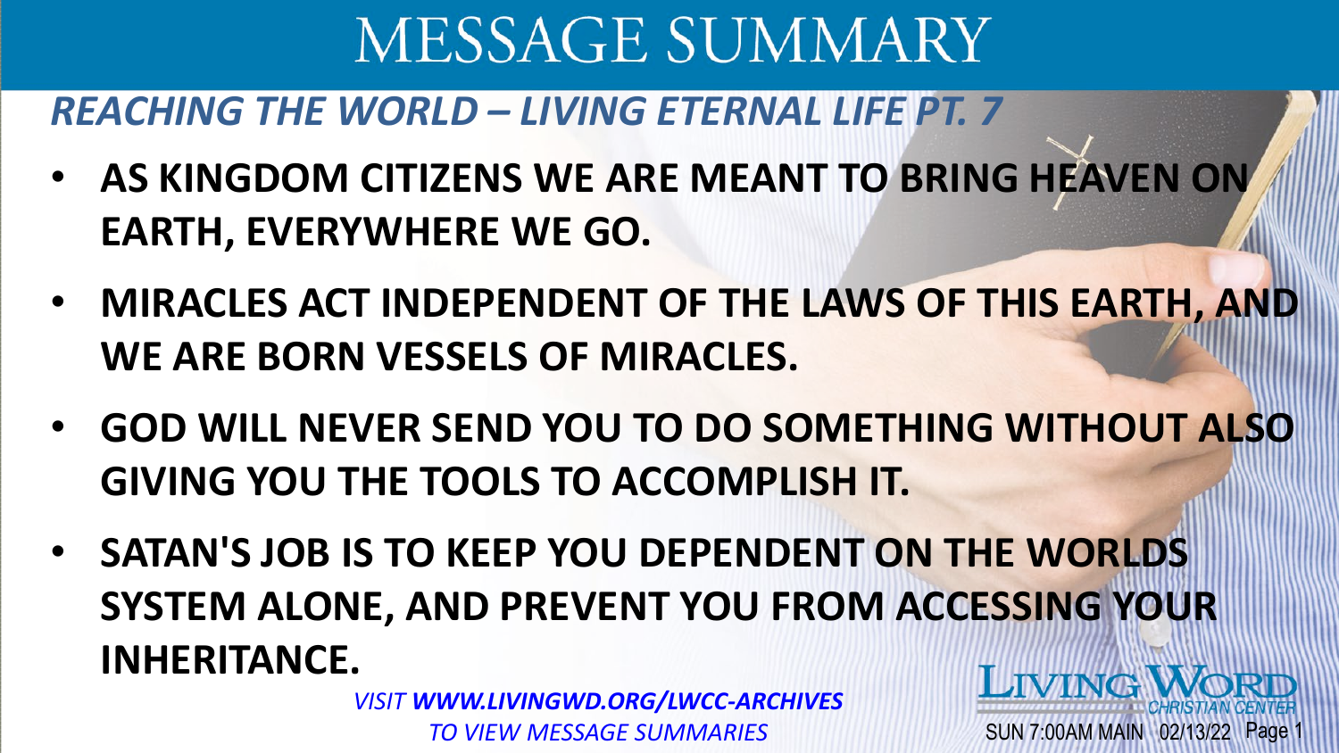# MESSAGE SUMMARY

## *REACHING THE WORLD – LIVING ETERNAL LIFE PT. 7*

- **AS KINGDOM CITIZENS WE ARE MEANT TO BRING HEAVEN ON EARTH, EVERYWHERE WE GO.**
- **MIRACLES ACT INDEPENDENT OF THE LAWS OF THIS EARTH, AND WE ARE BORN VESSELS OF MIRACLES.**
- **GOD WILL NEVER SEND YOU TO DO SOMETHING WITHOUT ALSO GIVING YOU THE TOOLS TO ACCOMPLISH IT.**
- **SATAN'S JOB IS TO KEEP YOU DEPENDENT ON THE WORLDS SYSTEM ALONE, AND PREVENT YOU FROM ACCESSING YOUR INHERITANCE.**

*VISIT **WWW.LIVINGWD.ORG/LWCC-ARCHIVES** TO VIEW MESSAGE SUMMARIES*

LIVING WORD CHRISTIAN CENTER

SUN 7:00AM MAIN 02/13/22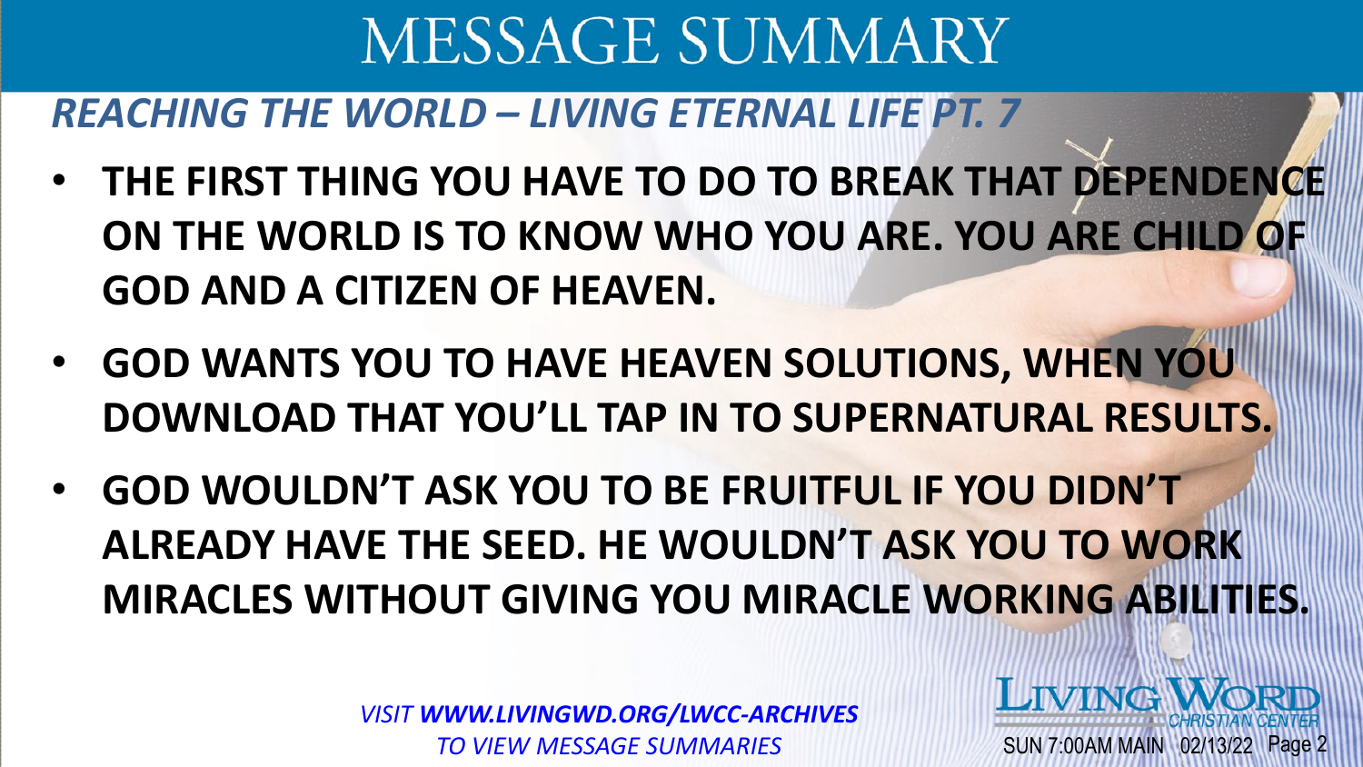# MESSAGE SUMMARY

## *REACHING THE WORLD – LIVING ETERNAL LIFE PT. 7*

- **THE FIRST THING YOU HAVE TO DO TO BREAK THAT DEPENDENCE ON THE WORLD IS TO KNOW WHO YOU ARE. YOU ARE CHILD OF GOD AND A CITIZEN OF HEAVEN.**
- **GOD WANTS YOU TO HAVE HEAVEN SOLUTIONS, WHEN YOU DOWNLOAD THAT YOU'LL TAP IN TO SUPERNATURAL RESULTS.**
- **GOD WOULDN'T ASK YOU TO BE FRUITFUL IF YOU DIDN'T ALREADY HAVE THE SEED. HE WOULDN'T ASK YOU TO WORK MIRACLES WITHOUT GIVING YOU MIRACLE WORKING ABILITIES.**

*VISIT **WWW.LIVINGWD.ORG/LWCC-ARCHIVES** TO VIEW MESSAGE SUMMARIES*

LIVING WORD CHRISTIAN CENTER

SUN 7:00AM MAIN 02/13/22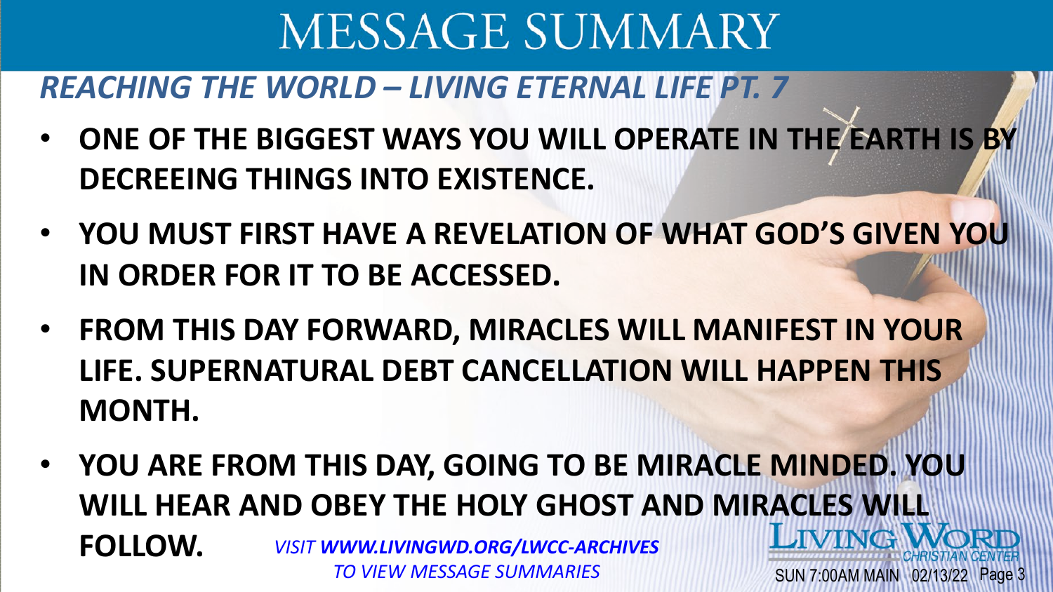# MESSAGE SUMMARY

## *REACHING THE WORLD – LIVING ETERNAL LIFE PT. 7*

- **ONE OF THE BIGGEST WAYS YOU WILL OPERATE IN THE EARTH IS BY DECREEING THINGS INTO EXISTENCE.**
- **YOU MUST FIRST HAVE A REVELATION OF WHAT GOD'S GIVEN YOU IN ORDER FOR IT TO BE ACCESSED.**
- **FROM THIS DAY FORWARD, MIRACLES WILL MANIFEST IN YOUR LIFE. SUPERNATURAL DEBT CANCELLATION WILL HAPPEN THIS MONTH.**
- **YOU ARE FROM THIS DAY, GOING TO BE MIRACLE MINDED. YOU WILL HEAR AND OBEY THE HOLY GHOST AND MIRACLES WILL FOLLOW.**

*VISIT **WWW.LIVINGWD.ORG/LWCC-ARCHIVES** TO VIEW MESSAGE SUMMARIES*

LIVING WORD CHRISTIAN CENTER

SUN 7:00AM MAIN 02/13/22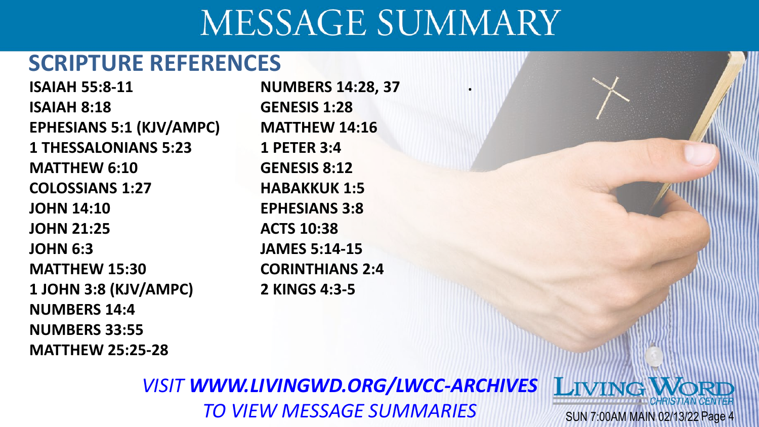# MESSAGE SUMMARY

## SCRIPTURE REFERENCES

**ISAIAH 55:8-11**
**ISAIAH 8:18**
**EPHESIANS 5:1 (KJV/AMPC)**
**1 THESSALONIANS 5:23**
**MATTHEW 6:10**
**COLOSSIANS 1:27**
**JOHN 14:10**
**JOHN 21:25**
**JOHN 6:3**
**MATTHEW 15:30**
**1 JOHN 3:8 (KJV/AMPC)**
**NUMBERS 14:4**
**NUMBERS 33:55**
**MATTHEW 25:25-28**
**NUMBERS 14:28, 37**
**GENESIS 1:28**
**MATTHEW 14:16**
**1 PETER 3:4**
**GENESIS 8:12**
**HABAKKUK 1:5**
**EPHESIANS 3:8**
**ACTS 10:38**
**JAMES 5:14-15**
**CORINTHIANS 2:4**
**2 KINGS 4:3-5**

*VISIT **WWW.LIVINGWD.ORG/LWCC-ARCHIVES** TO VIEW MESSAGE SUMMARIES*

LIVING WORD CHRISTIAN CENTER

SUN 7:00AM MAIN 02/13/22